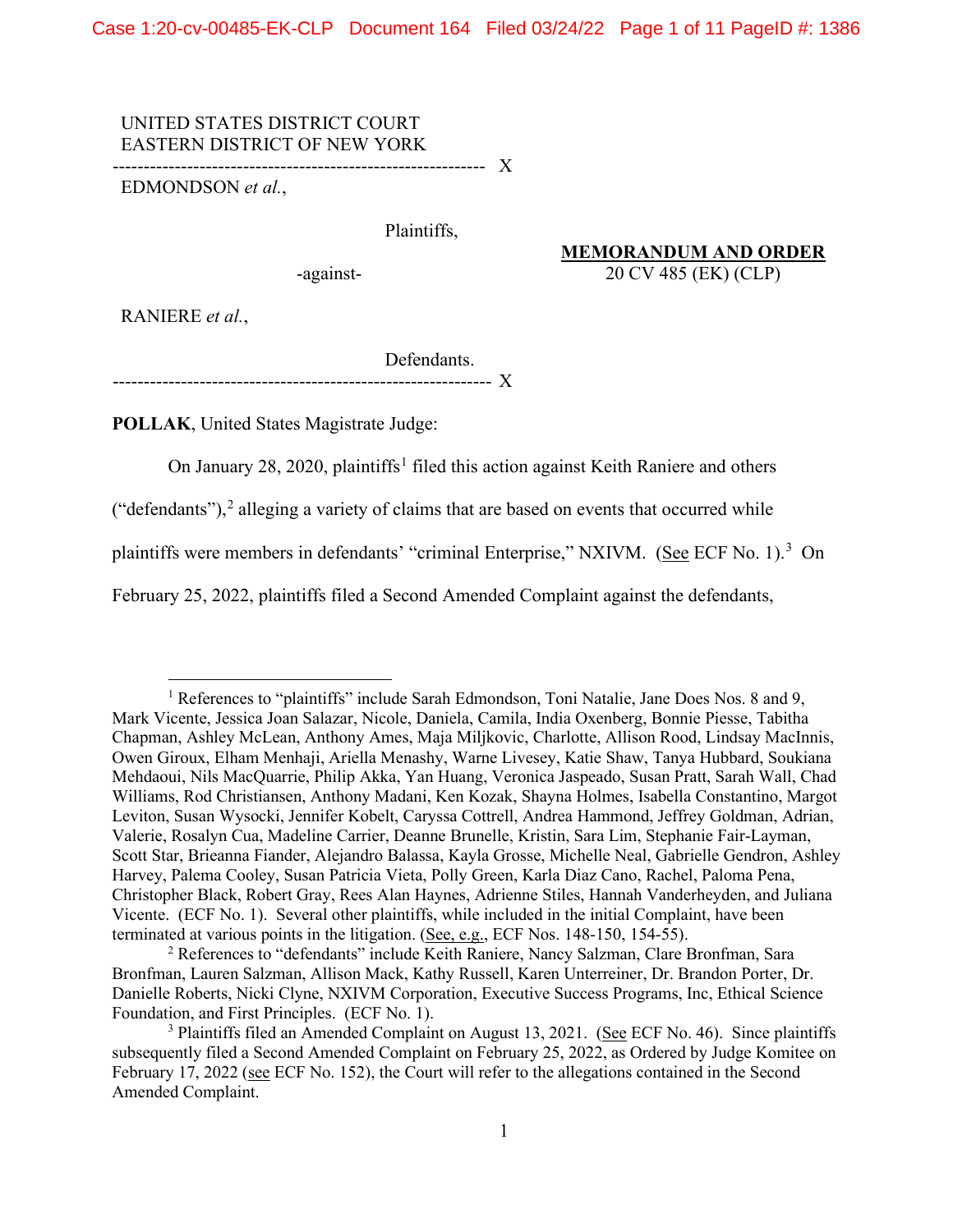UNITED STATES DISTRICT COURT
EASTERN DISTRICT OF NEW YORK

---

EDMONDSON *et al.*,

Plaintiffs,

-against-

RANIERE *et al.*,

Defendants.

---

**MEMORANDUM AND ORDER**
20 CV 485 (EK) (CLP)

**POLLAK**, United States Magistrate Judge:

On January 28, 2020, plaintiffs[1] filed this action against Keith Raniere and others ("defendants"),[2] alleging a variety of claims that are based on events that occurred while plaintiffs were members in defendants' "criminal Enterprise," NXIVM. (See ECF No. 1).[3] On February 25, 2022, plaintiffs filed a Second Amended Complaint against the defendants,

---

[1] References to "plaintiffs" include Sarah Edmondson, Toni Natalie, Jane Does Nos. 8 and 9, Mark Vicente, Jessica Joan Salazar, Nicole, Daniela, Camila, India Oxenberg, Bonnie Piesse, Tabitha Chapman, Ashley McLean, Anthony Ames, Maja Miljkovic, Charlotte, Allison Rood, Lindsay MacInnis, Owen Giroux, Elham Menhaji, Ariella Menashy, Warne Livesey, Katie Shaw, Tanya Hubbard, Soukiana Mehdaoui, Nils MacQuarrie, Philip Akka, Yan Huang, Veronica Jaspeado, Susan Pratt, Sarah Wall, Chad Williams, Rod Christiansen, Anthony Madani, Ken Kozak, Shayna Holmes, Isabella Constantino, Margot Leviton, Susan Wysocki, Jennifer Kobelt, Caryssa Cottrell, Andrea Hammond, Jeffrey Goldman, Adrian, Valerie, Rosalyn Cua, Madeline Carrier, Deanne Brunelle, Kristin, Sara Lim, Stephanie Fair-Layman, Scott Star, Brieanna Fiander, Alejandro Balassa, Kayla Grosse, Michelle Neal, Gabrielle Gendron, Ashley Harvey, Palema Cooley, Susan Patricia Vieta, Polly Green, Karla Diaz Cano, Rachel, Paloma Pena, Christopher Black, Robert Gray, Rees Alan Haynes, Adrienne Stiles, Hannah Vanderheyden, and Juliana Vicente. (ECF No. 1). Several other plaintiffs, while included in the initial Complaint, have been terminated at various points in the litigation. (See, e.g., ECF Nos. 148-150, 154-55).

[2] References to "defendants" include Keith Raniere, Nancy Salzman, Clare Bronfman, Sara Bronfman, Lauren Salzman, Allison Mack, Kathy Russell, Karen Unterreiner, Dr. Brandon Porter, Dr. Danielle Roberts, Nicki Clyne, NXIVM Corporation, Executive Success Programs, Inc, Ethical Science Foundation, and First Principles. (ECF No. 1).

[3] Plaintiffs filed an Amended Complaint on August 13, 2021. (See ECF No. 46). Since plaintiffs subsequently filed a Second Amended Complaint on February 25, 2022, as Ordered by Judge Komitee on February 17, 2022 (see ECF No. 152), the Court will refer to the allegations contained in the Second Amended Complaint.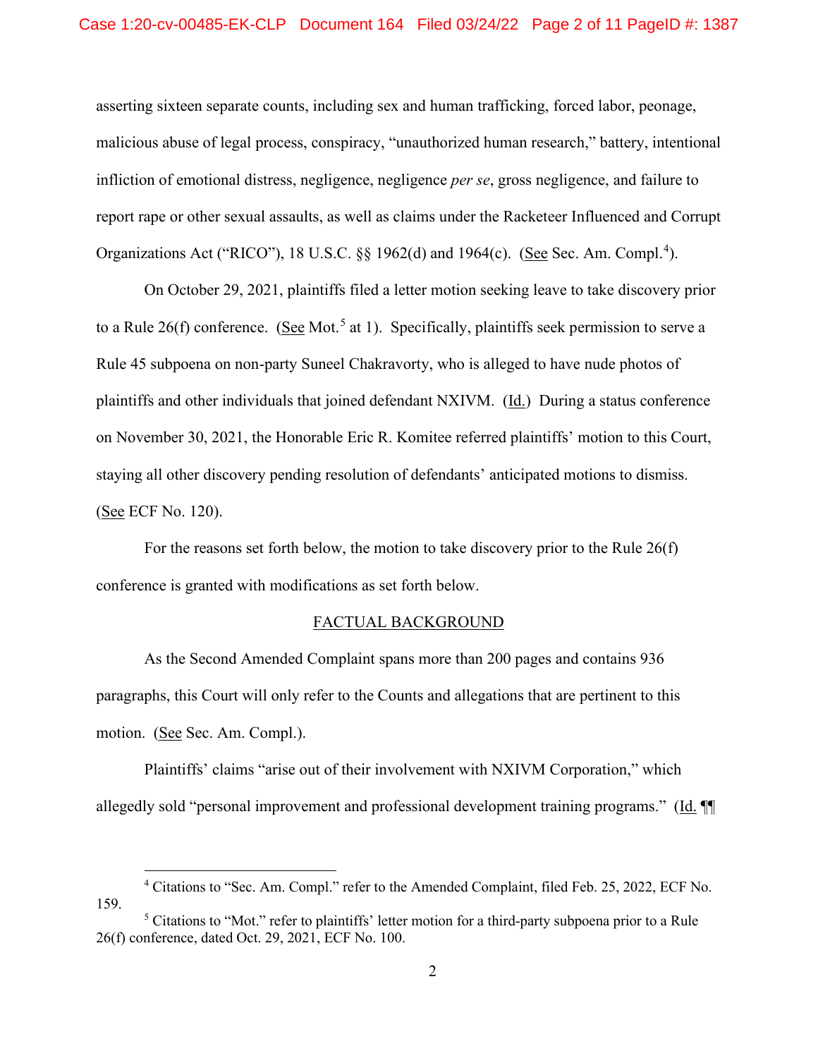asserting sixteen separate counts, including sex and human trafficking, forced labor, peonage, malicious abuse of legal process, conspiracy, "unauthorized human research," battery, intentional infliction of emotional distress, negligence, negligence *per se*, gross negligence, and failure to report rape or other sexual assaults, as well as claims under the Racketeer Influenced and Corrupt Organizations Act ("RICO"), 18 U.S.C. §§ 1962(d) and 1964(c). (See Sec. Am. Compl.[4]).

On October 29, 2021, plaintiffs filed a letter motion seeking leave to take discovery prior to a Rule 26(f) conference. (See Mot.[5] at 1). Specifically, plaintiffs seek permission to serve a Rule 45 subpoena on non-party Suneel Chakravorty, who is alleged to have nude photos of plaintiffs and other individuals that joined defendant NXIVM. (Id.) During a status conference on November 30, 2021, the Honorable Eric R. Komitee referred plaintiffs' motion to this Court, staying all other discovery pending resolution of defendants' anticipated motions to dismiss. (See ECF No. 120).

For the reasons set forth below, the motion to take discovery prior to the Rule 26(f) conference is granted with modifications as set forth below.

## FACTUAL BACKGROUND

As the Second Amended Complaint spans more than 200 pages and contains 936 paragraphs, this Court will only refer to the Counts and allegations that are pertinent to this motion. (See Sec. Am. Compl.).

Plaintiffs' claims "arise out of their involvement with NXIVM Corporation," which allegedly sold "personal improvement and professional development training programs." (Id. ¶¶

---

[4] Citations to "Sec. Am. Compl." refer to the Amended Complaint, filed Feb. 25, 2022, ECF No. 159.

[5] Citations to "Mot." refer to plaintiffs' letter motion for a third-party subpoena prior to a Rule 26(f) conference, dated Oct. 29, 2021, ECF No. 100.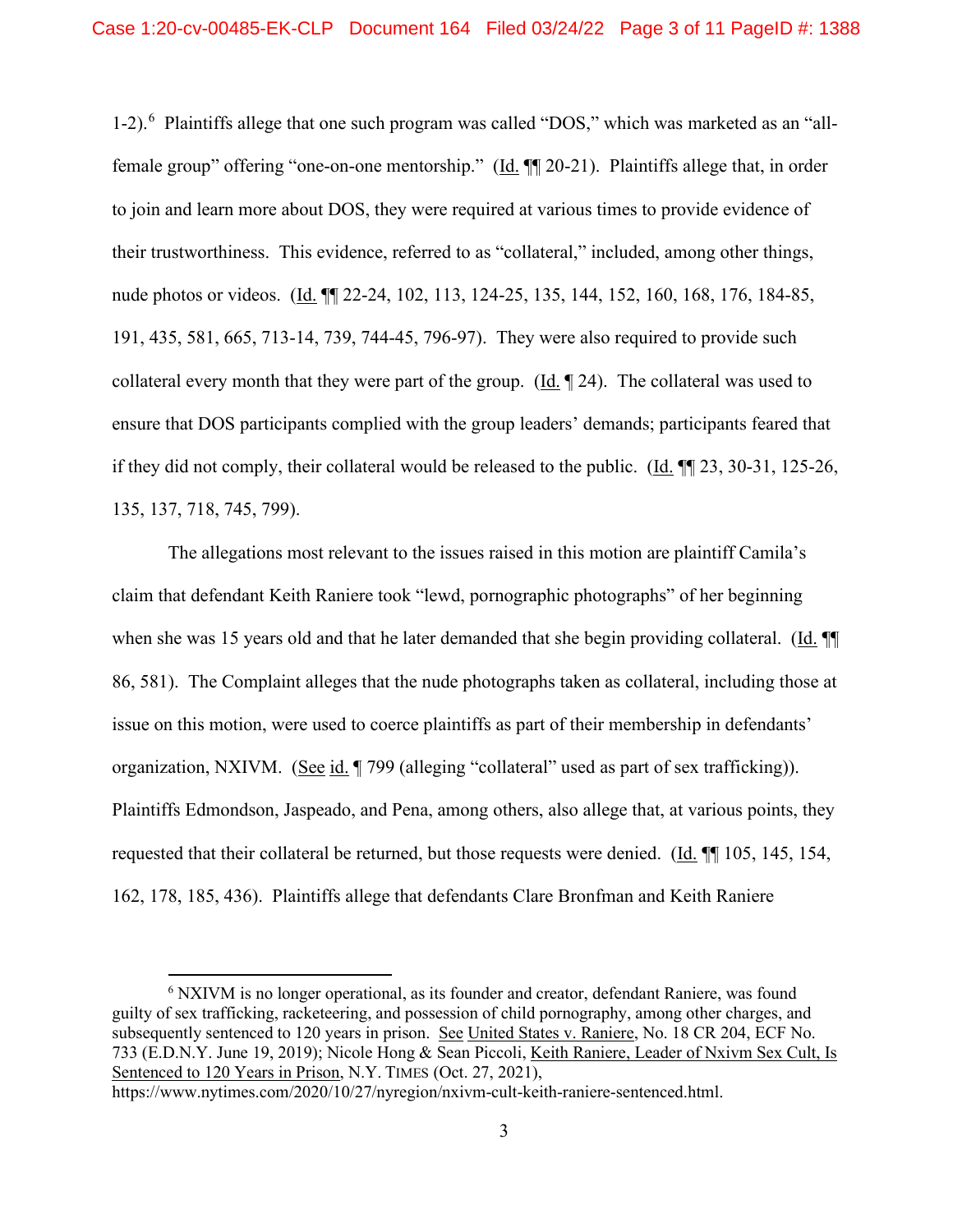1-2).[6] Plaintiffs allege that one such program was called "DOS," which was marketed as an "all-female group" offering "one-on-one mentorship." (Id. ¶¶ 20-21). Plaintiffs allege that, in order to join and learn more about DOS, they were required at various times to provide evidence of their trustworthiness. This evidence, referred to as "collateral," included, among other things, nude photos or videos. (Id. ¶¶ 22-24, 102, 113, 124-25, 135, 144, 152, 160, 168, 176, 184-85, 191, 435, 581, 665, 713-14, 739, 744-45, 796-97). They were also required to provide such collateral every month that they were part of the group. (Id. ¶ 24). The collateral was used to ensure that DOS participants complied with the group leaders' demands; participants feared that if they did not comply, their collateral would be released to the public. (Id. ¶¶ 23, 30-31, 125-26, 135, 137, 718, 745, 799).

The allegations most relevant to the issues raised in this motion are plaintiff Camila's claim that defendant Keith Raniere took "lewd, pornographic photographs" of her beginning when she was 15 years old and that he later demanded that she begin providing collateral. (Id. ¶¶ 86, 581). The Complaint alleges that the nude photographs taken as collateral, including those at issue on this motion, were used to coerce plaintiffs as part of their membership in defendants' organization, NXIVM. (See id. ¶ 799 (alleging "collateral" used as part of sex trafficking)). Plaintiffs Edmondson, Jaspeado, and Pena, among others, also allege that, at various points, they requested that their collateral be returned, but those requests were denied. (Id. ¶¶ 105, 145, 154, 162, 178, 185, 436). Plaintiffs allege that defendants Clare Bronfman and Keith Raniere

---

[6] NXIVM is no longer operational, as its founder and creator, defendant Raniere, was found guilty of sex trafficking, racketeering, and possession of child pornography, among other charges, and subsequently sentenced to 120 years in prison. See United States v. Raniere, No. 18 CR 204, ECF No. 733 (E.D.N.Y. June 19, 2019); Nicole Hong & Sean Piccoli, Keith Raniere, Leader of Nxivm Sex Cult, Is Sentenced to 120 Years in Prison, N.Y. TIMES (Oct. 27, 2021), https://www.nytimes.com/2020/10/27/nyregion/nxivm-cult-keith-raniere-sentenced.html.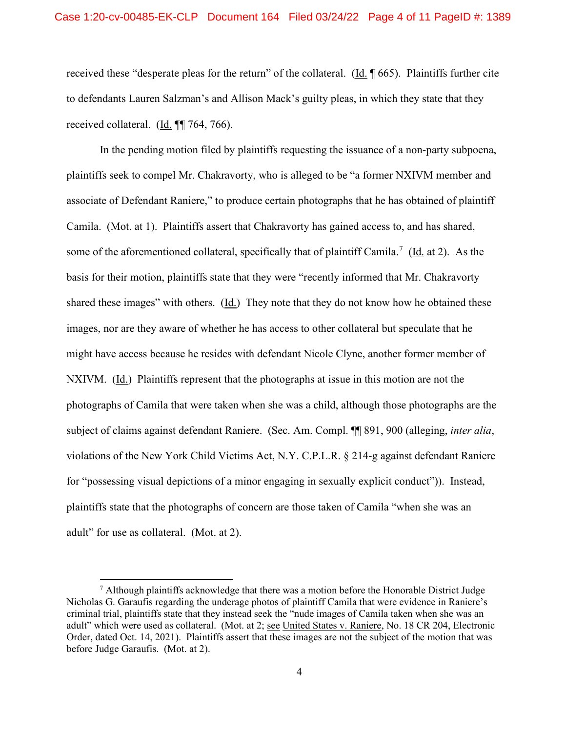received these "desperate pleas for the return" of the collateral. (Id. ¶ 665). Plaintiffs further cite to defendants Lauren Salzman's and Allison Mack's guilty pleas, in which they state that they received collateral. (Id. ¶¶ 764, 766).

In the pending motion filed by plaintiffs requesting the issuance of a non-party subpoena, plaintiffs seek to compel Mr. Chakravorty, who is alleged to be "a former NXIVM member and associate of Defendant Raniere," to produce certain photographs that he has obtained of plaintiff Camila. (Mot. at 1). Plaintiffs assert that Chakravorty has gained access to, and has shared, some of the aforementioned collateral, specifically that of plaintiff Camila.[7] (Id. at 2). As the basis for their motion, plaintiffs state that they were "recently informed that Mr. Chakravorty shared these images" with others. (Id.) They note that they do not know how he obtained these images, nor are they aware of whether he has access to other collateral but speculate that he might have access because he resides with defendant Nicole Clyne, another former member of NXIVM. (Id.) Plaintiffs represent that the photographs at issue in this motion are not the photographs of Camila that were taken when she was a child, although those photographs are the subject of claims against defendant Raniere. (Sec. Am. Compl. ¶¶ 891, 900 (alleging, *inter alia*, violations of the New York Child Victims Act, N.Y. C.P.L.R. § 214-g against defendant Raniere for "possessing visual depictions of a minor engaging in sexually explicit conduct")). Instead, plaintiffs state that the photographs of concern are those taken of Camila "when she was an adult" for use as collateral. (Mot. at 2).

---

[7] Although plaintiffs acknowledge that there was a motion before the Honorable District Judge Nicholas G. Garaufis regarding the underage photos of plaintiff Camila that were evidence in Raniere's criminal trial, plaintiffs state that they instead seek the "nude images of Camila taken when she was an adult" which were used as collateral. (Mot. at 2; see United States v. Raniere, No. 18 CR 204, Electronic Order, dated Oct. 14, 2021). Plaintiffs assert that these images are not the subject of the motion that was before Judge Garaufis. (Mot. at 2).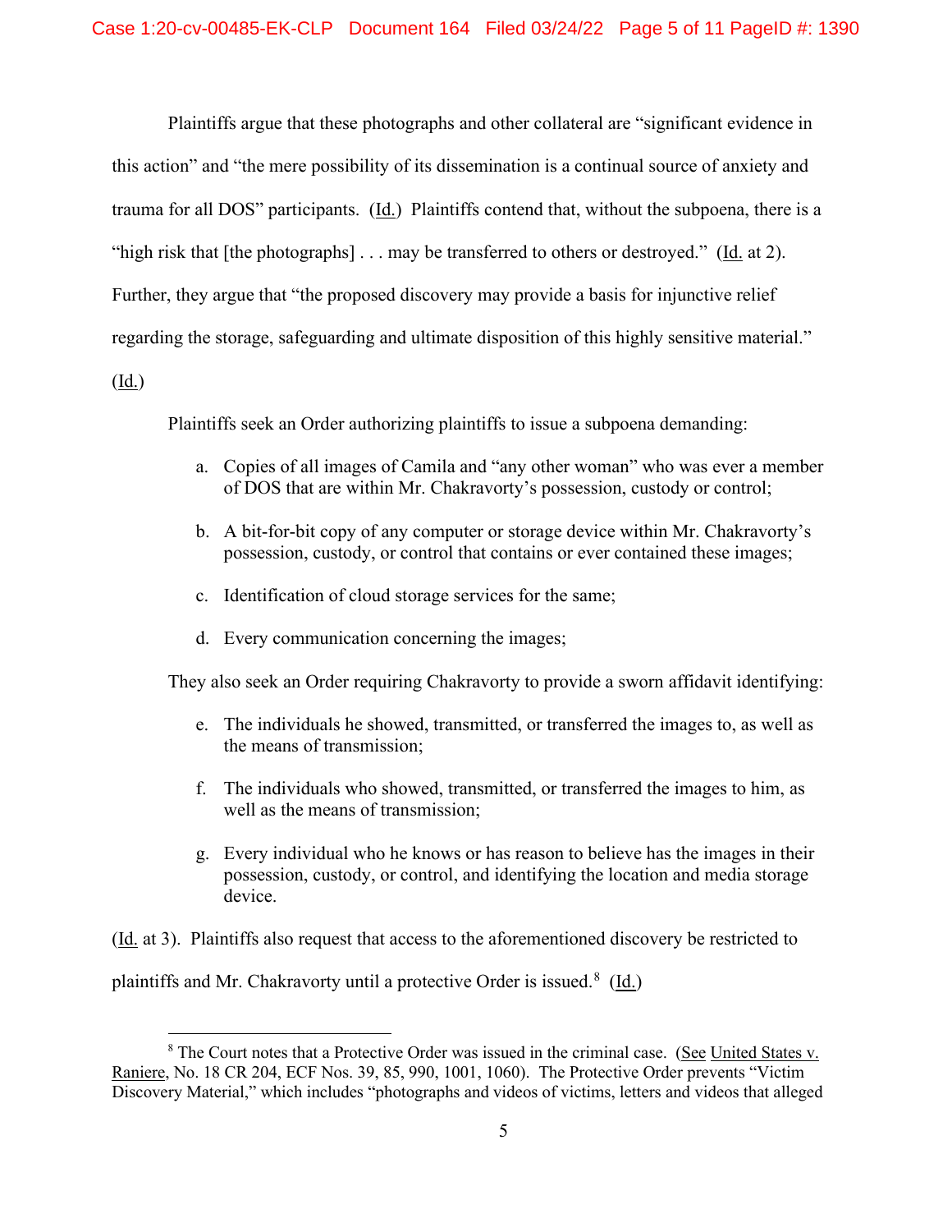Plaintiffs argue that these photographs and other collateral are "significant evidence in this action" and "the mere possibility of its dissemination is a continual source of anxiety and trauma for all DOS" participants. (Id.) Plaintiffs contend that, without the subpoena, there is a "high risk that [the photographs] . . . may be transferred to others or destroyed." (Id. at 2). Further, they argue that "the proposed discovery may provide a basis for injunctive relief regarding the storage, safeguarding and ultimate disposition of this highly sensitive material." (Id.)

Plaintiffs seek an Order authorizing plaintiffs to issue a subpoena demanding:

a. Copies of all images of Camila and "any other woman" who was ever a member of DOS that are within Mr. Chakravorty's possession, custody or control;

b. A bit-for-bit copy of any computer or storage device within Mr. Chakravorty's possession, custody, or control that contains or ever contained these images;

c. Identification of cloud storage services for the same;

d. Every communication concerning the images;

They also seek an Order requiring Chakravorty to provide a sworn affidavit identifying:

e. The individuals he showed, transmitted, or transferred the images to, as well as the means of transmission;

f. The individuals who showed, transmitted, or transferred the images to him, as well as the means of transmission;

g. Every individual who he knows or has reason to believe has the images in their possession, custody, or control, and identifying the location and media storage device.

(Id. at 3). Plaintiffs also request that access to the aforementioned discovery be restricted to plaintiffs and Mr. Chakravorty until a protective Order is issued.[8] (Id.)

[8] The Court notes that a Protective Order was issued in the criminal case. (See United States v. Raniere, No. 18 CR 204, ECF Nos. 39, 85, 990, 1001, 1060). The Protective Order prevents "Victim Discovery Material," which includes "photographs and videos of victims, letters and videos that alleged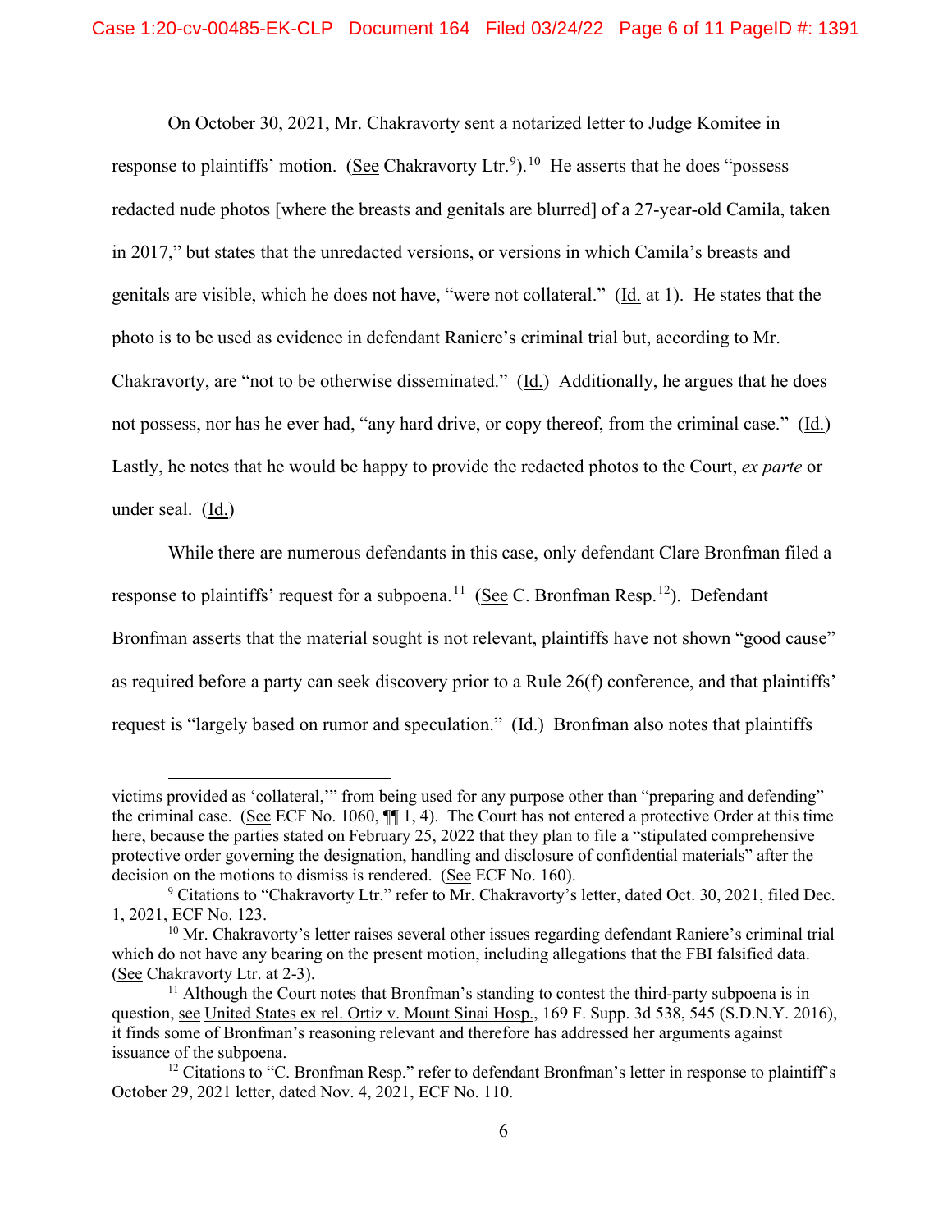On October 30, 2021, Mr. Chakravorty sent a notarized letter to Judge Komitee in response to plaintiffs' motion. (See Chakravorty Ltr.[9]).[10] He asserts that he does "possess redacted nude photos [where the breasts and genitals are blurred] of a 27-year-old Camila, taken in 2017," but states that the unredacted versions, or versions in which Camila's breasts and genitals are visible, which he does not have, "were not collateral." (Id. at 1). He states that the photo is to be used as evidence in defendant Raniere's criminal trial but, according to Mr. Chakravorty, are "not to be otherwise disseminated." (Id.) Additionally, he argues that he does not possess, nor has he ever had, "any hard drive, or copy thereof, from the criminal case." (Id.) Lastly, he notes that he would be happy to provide the redacted photos to the Court, *ex parte* or under seal. (Id.)

While there are numerous defendants in this case, only defendant Clare Bronfman filed a response to plaintiffs' request for a subpoena.[11] (See C. Bronfman Resp.[12]). Defendant Bronfman asserts that the material sought is not relevant, plaintiffs have not shown "good cause" as required before a party can seek discovery prior to a Rule 26(f) conference, and that plaintiffs' request is "largely based on rumor and speculation." (Id.) Bronfman also notes that plaintiffs

---

victims provided as 'collateral,'" from being used for any purpose other than "preparing and defending" the criminal case. (See ECF No. 1060, ¶¶ 1, 4). The Court has not entered a protective Order at this time here, because the parties stated on February 25, 2022 that they plan to file a "stipulated comprehensive protective order governing the designation, handling and disclosure of confidential materials" after the decision on the motions to dismiss is rendered. (See ECF No. 160).

[9] Citations to "Chakravorty Ltr." refer to Mr. Chakravorty's letter, dated Oct. 30, 2021, filed Dec. 1, 2021, ECF No. 123.

[10] Mr. Chakravorty's letter raises several other issues regarding defendant Raniere's criminal trial which do not have any bearing on the present motion, including allegations that the FBI falsified data. (See Chakravorty Ltr. at 2-3).

[11] Although the Court notes that Bronfman's standing to contest the third-party subpoena is in question, see United States ex rel. Ortiz v. Mount Sinai Hosp., 169 F. Supp. 3d 538, 545 (S.D.N.Y. 2016), it finds some of Bronfman's reasoning relevant and therefore has addressed her arguments against issuance of the subpoena.

[12] Citations to "C. Bronfman Resp." refer to defendant Bronfman's letter in response to plaintiff's October 29, 2021 letter, dated Nov. 4, 2021, ECF No. 110.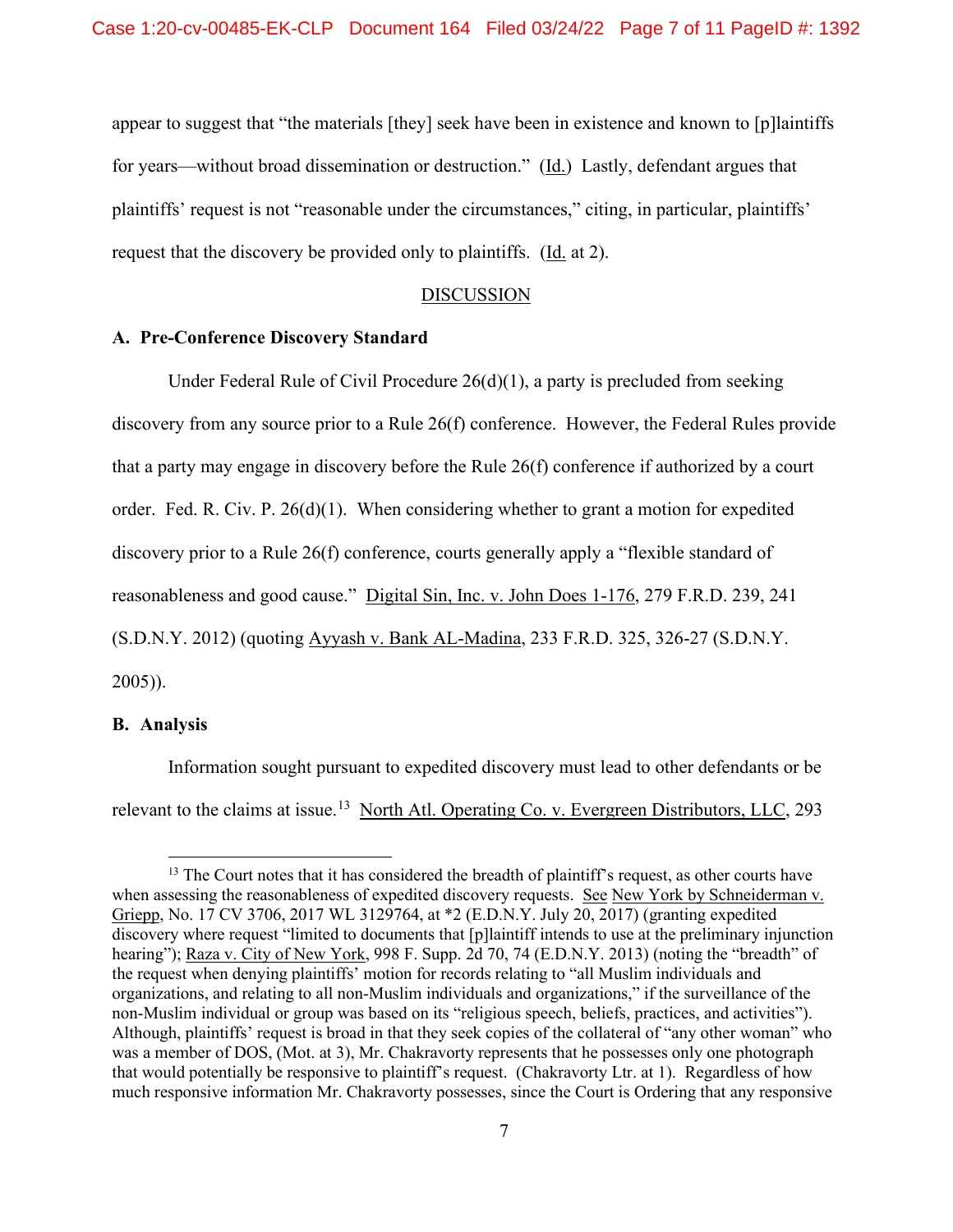appear to suggest that "the materials [they] seek have been in existence and known to [p]laintiffs for years—without broad dissemination or destruction." (Id.) Lastly, defendant argues that plaintiffs' request is not "reasonable under the circumstances," citing, in particular, plaintiffs' request that the discovery be provided only to plaintiffs. (Id. at 2).

## DISCUSSION

### A. Pre-Conference Discovery Standard

Under Federal Rule of Civil Procedure 26(d)(1), a party is precluded from seeking discovery from any source prior to a Rule 26(f) conference. However, the Federal Rules provide that a party may engage in discovery before the Rule 26(f) conference if authorized by a court order. Fed. R. Civ. P. 26(d)(1). When considering whether to grant a motion for expedited discovery prior to a Rule 26(f) conference, courts generally apply a "flexible standard of reasonableness and good cause." Digital Sin, Inc. v. John Does 1-176, 279 F.R.D. 239, 241 (S.D.N.Y. 2012) (quoting Ayyash v. Bank AL-Madina, 233 F.R.D. 325, 326-27 (S.D.N.Y. 2005)).

### B. Analysis

Information sought pursuant to expedited discovery must lead to other defendants or be relevant to the claims at issue.[13] North Atl. Operating Co. v. Evergreen Distributors, LLC, 293

[13] The Court notes that it has considered the breadth of plaintiff's request, as other courts have when assessing the reasonableness of expedited discovery requests. See New York by Schneiderman v. Griepp, No. 17 CV 3706, 2017 WL 3129764, at *2 (E.D.N.Y. July 20, 2017) (granting expedited discovery where request "limited to documents that [p]laintiff intends to use at the preliminary injunction hearing"); Raza v. City of New York, 998 F. Supp. 2d 70, 74 (E.D.N.Y. 2013) (noting the "breadth" of the request when denying plaintiffs' motion for records relating to "all Muslim individuals and organizations, and relating to all non-Muslim individuals and organizations," if the surveillance of the non-Muslim individual or group was based on its "religious speech, beliefs, practices, and activities"). Although, plaintiffs' request is broad in that they seek copies of the collateral of "any other woman" who was a member of DOS, (Mot. at 3), Mr. Chakravorty represents that he possesses only one photograph that would potentially be responsive to plaintiff's request. (Chakravorty Ltr. at 1). Regardless of how much responsive information Mr. Chakravorty possesses, since the Court is Ordering that any responsive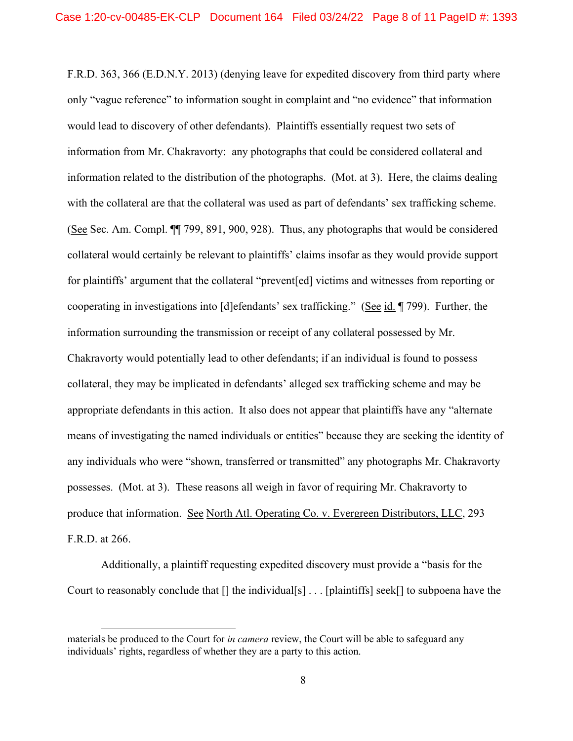F.R.D. 363, 366 (E.D.N.Y. 2013) (denying leave for expedited discovery from third party where only "vague reference" to information sought in complaint and "no evidence" that information would lead to discovery of other defendants). Plaintiffs essentially request two sets of information from Mr. Chakravorty: any photographs that could be considered collateral and information related to the distribution of the photographs. (Mot. at 3). Here, the claims dealing with the collateral are that the collateral was used as part of defendants' sex trafficking scheme. (See Sec. Am. Compl. ¶¶ 799, 891, 900, 928). Thus, any photographs that would be considered collateral would certainly be relevant to plaintiffs' claims insofar as they would provide support for plaintiffs' argument that the collateral "prevent[ed] victims and witnesses from reporting or cooperating in investigations into [d]efendants' sex trafficking." (See id. ¶ 799). Further, the information surrounding the transmission or receipt of any collateral possessed by Mr. Chakravorty would potentially lead to other defendants; if an individual is found to possess collateral, they may be implicated in defendants' alleged sex trafficking scheme and may be appropriate defendants in this action. It also does not appear that plaintiffs have any "alternate means of investigating the named individuals or entities" because they are seeking the identity of any individuals who were "shown, transferred or transmitted" any photographs Mr. Chakravorty possesses. (Mot. at 3). These reasons all weigh in favor of requiring Mr. Chakravorty to produce that information. See North Atl. Operating Co. v. Evergreen Distributors, LLC, 293 F.R.D. at 266.

Additionally, a plaintiff requesting expedited discovery must provide a "basis for the Court to reasonably conclude that [] the individual[s] . . . [plaintiffs] seek[] to subpoena have the

---

materials be produced to the Court for *in camera* review, the Court will be able to safeguard any individuals' rights, regardless of whether they are a party to this action.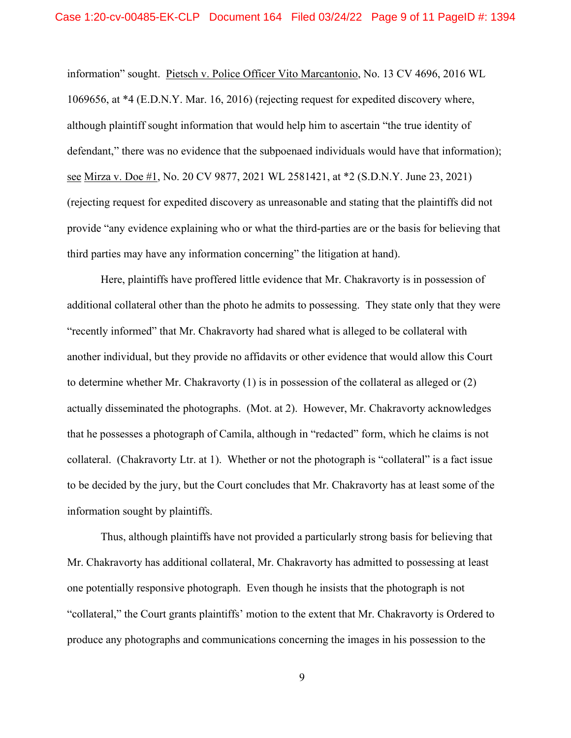information" sought. Pietsch v. Police Officer Vito Marcantonio, No. 13 CV 4696, 2016 WL 1069656, at *4 (E.D.N.Y. Mar. 16, 2016) (rejecting request for expedited discovery where, although plaintiff sought information that would help him to ascertain "the true identity of defendant," there was no evidence that the subpoenaed individuals would have that information); see Mirza v. Doe #1, No. 20 CV 9877, 2021 WL 2581421, at *2 (S.D.N.Y. June 23, 2021) (rejecting request for expedited discovery as unreasonable and stating that the plaintiffs did not provide "any evidence explaining who or what the third-parties are or the basis for believing that third parties may have any information concerning" the litigation at hand).

Here, plaintiffs have proffered little evidence that Mr. Chakravorty is in possession of additional collateral other than the photo he admits to possessing. They state only that they were "recently informed" that Mr. Chakravorty had shared what is alleged to be collateral with another individual, but they provide no affidavits or other evidence that would allow this Court to determine whether Mr. Chakravorty (1) is in possession of the collateral as alleged or (2) actually disseminated the photographs. (Mot. at 2). However, Mr. Chakravorty acknowledges that he possesses a photograph of Camila, although in "redacted" form, which he claims is not collateral. (Chakravorty Ltr. at 1). Whether or not the photograph is "collateral" is a fact issue to be decided by the jury, but the Court concludes that Mr. Chakravorty has at least some of the information sought by plaintiffs.

Thus, although plaintiffs have not provided a particularly strong basis for believing that Mr. Chakravorty has additional collateral, Mr. Chakravorty has admitted to possessing at least one potentially responsive photograph. Even though he insists that the photograph is not "collateral," the Court grants plaintiffs' motion to the extent that Mr. Chakravorty is Ordered to produce any photographs and communications concerning the images in his possession to the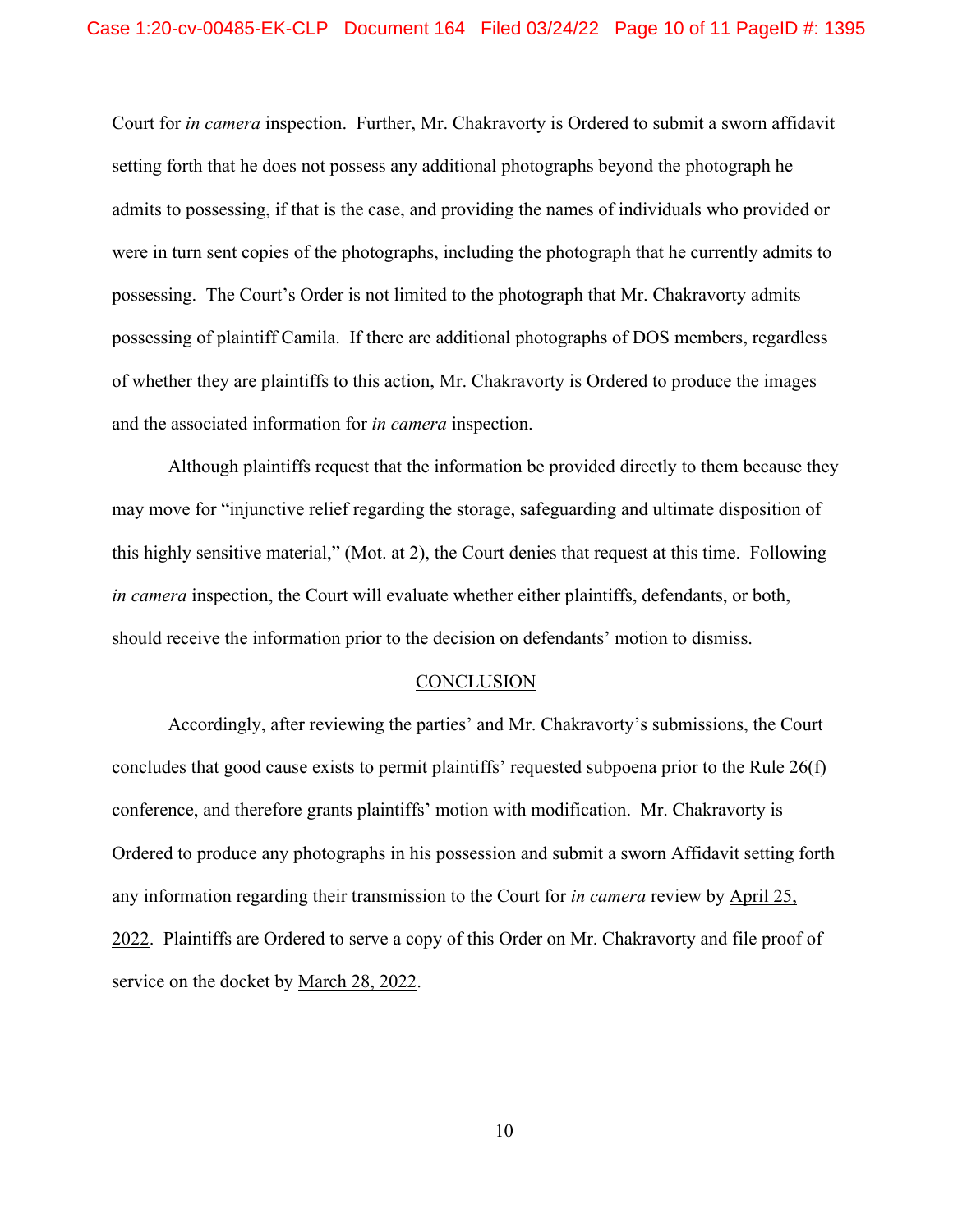Court for *in camera* inspection. Further, Mr. Chakravorty is Ordered to submit a sworn affidavit setting forth that he does not possess any additional photographs beyond the photograph he admits to possessing, if that is the case, and providing the names of individuals who provided or were in turn sent copies of the photographs, including the photograph that he currently admits to possessing. The Court's Order is not limited to the photograph that Mr. Chakravorty admits possessing of plaintiff Camila. If there are additional photographs of DOS members, regardless of whether they are plaintiffs to this action, Mr. Chakravorty is Ordered to produce the images and the associated information for *in camera* inspection.

Although plaintiffs request that the information be provided directly to them because they may move for "injunctive relief regarding the storage, safeguarding and ultimate disposition of this highly sensitive material," (Mot. at 2), the Court denies that request at this time. Following *in camera* inspection, the Court will evaluate whether either plaintiffs, defendants, or both, should receive the information prior to the decision on defendants' motion to dismiss.

## CONCLUSION

Accordingly, after reviewing the parties' and Mr. Chakravorty's submissions, the Court concludes that good cause exists to permit plaintiffs' requested subpoena prior to the Rule 26(f) conference, and therefore grants plaintiffs' motion with modification. Mr. Chakravorty is Ordered to produce any photographs in his possession and submit a sworn Affidavit setting forth any information regarding their transmission to the Court for *in camera* review by April 25, 2022. Plaintiffs are Ordered to serve a copy of this Order on Mr. Chakravorty and file proof of service on the docket by March 28, 2022.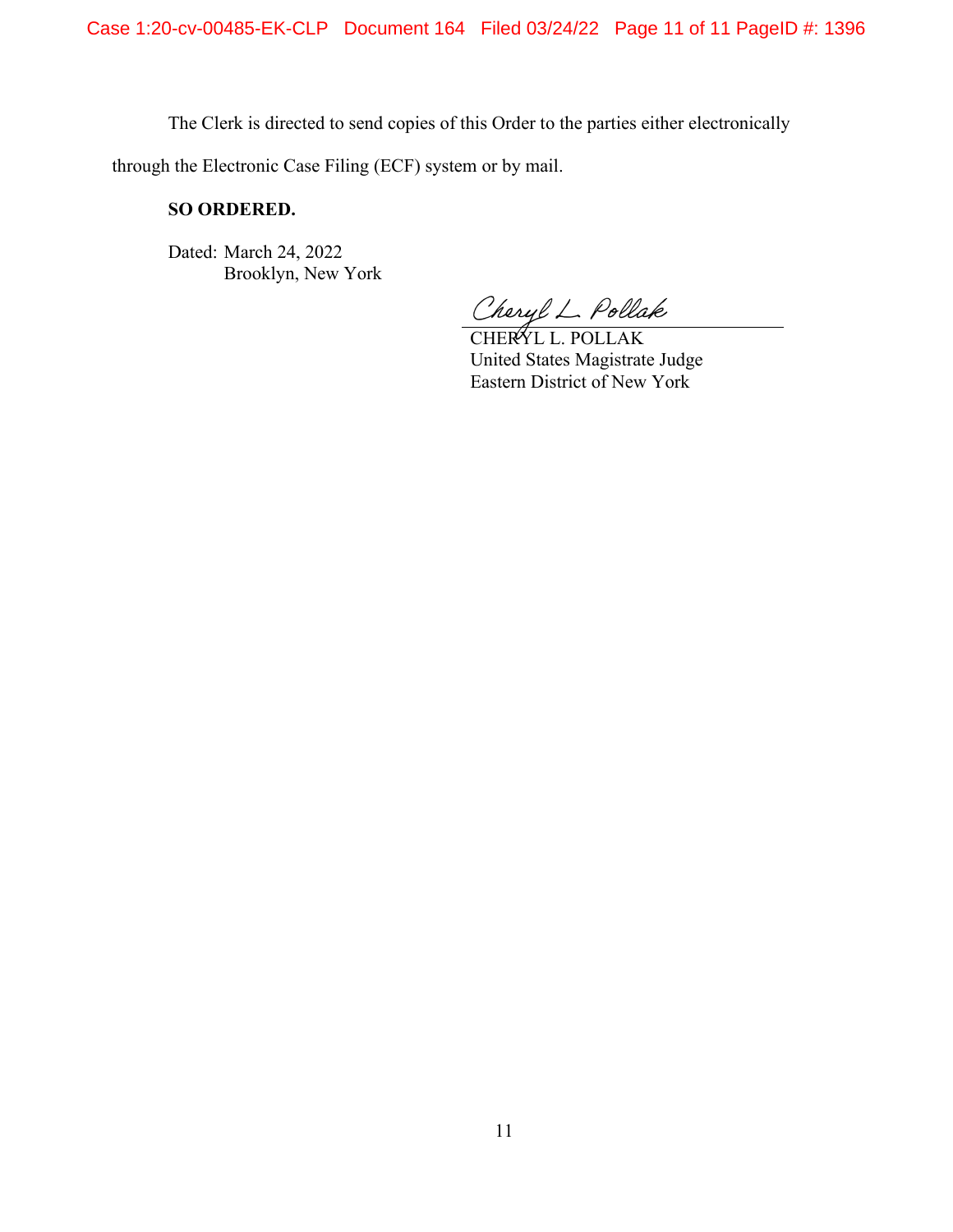The Clerk is directed to send copies of this Order to the parties either electronically through the Electronic Case Filing (ECF) system or by mail.

**SO ORDERED.**

Dated: March 24, 2022
Brooklyn, New York

/s/ Cheryl L. Pollak

CHERYL L. POLLAK
United States Magistrate Judge
Eastern District of New York